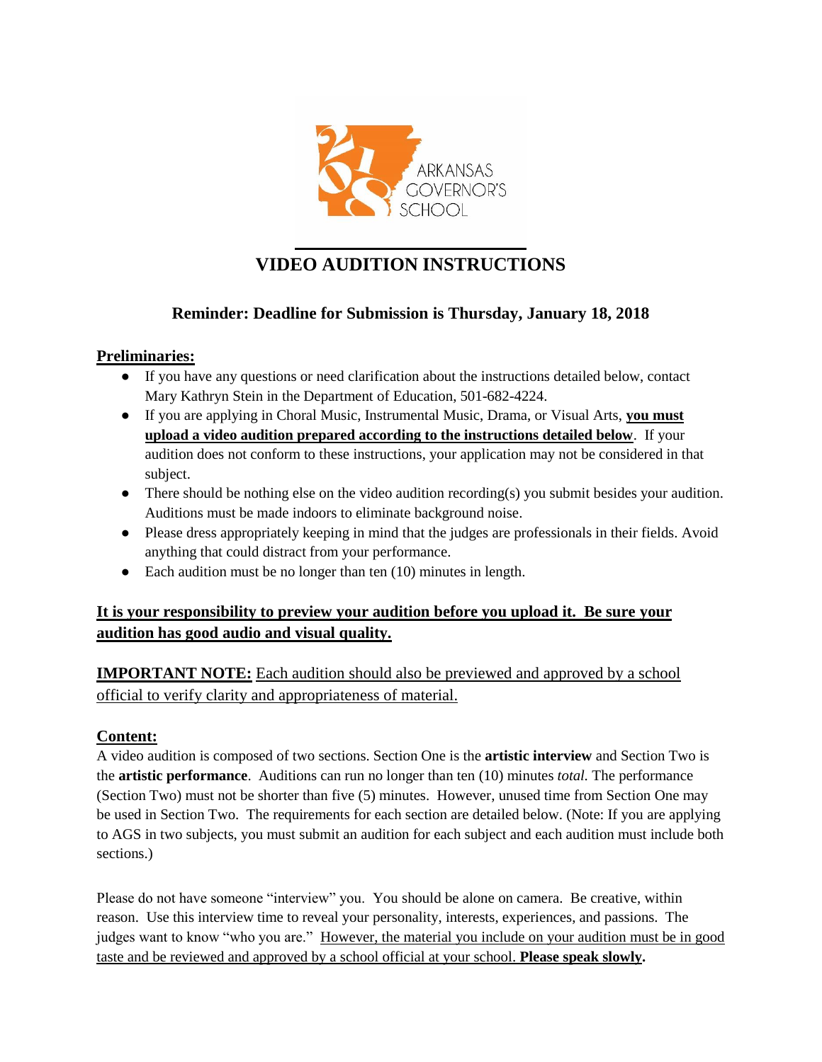ARKANSAS GOVERNOR'S SCHOOL

# VIDEO AUDITION INSTRUCTIONS

### Reminder: Deadline for Submission is Thursday, January 18, 2018

**Preliminaries:**

- If you have any questions or need clarification about the instructions detailed below, contact Mary Kathryn Stein in the Department of Education, 501-682-4224.
- If you are applying in Choral Music, Instrumental Music, Drama, or Visual Arts, **you must upload a video audition prepared according to the instructions detailed below**. If your audition does not conform to these instructions, your application may not be considered in that subject.
- There should be nothing else on the video audition recording(s) you submit besides your audition. Auditions must be made indoors to eliminate background noise.
- Please dress appropriately keeping in mind that the judges are professionals in their fields. Avoid anything that could distract from your performance.
- Each audition must be no longer than ten (10) minutes in length.

**It is your responsibility to preview your audition before you upload it. Be sure your audition has good audio and visual quality.**

**IMPORTANT NOTE:** Each audition should also be previewed and approved by a school official to verify clarity and appropriateness of material.

**Content:**

A video audition is composed of two sections. Section One is the **artistic interview** and Section Two is the **artistic performance**. Auditions can run no longer than ten (10) minutes *total.* The performance (Section Two) must not be shorter than five (5) minutes. However, unused time from Section One may be used in Section Two. The requirements for each section are detailed below. (Note: If you are applying to AGS in two subjects, you must submit an audition for each subject and each audition must include both sections.)

Please do not have someone "interview" you. You should be alone on camera. Be creative, within reason. Use this interview time to reveal your personality, interests, experiences, and passions. The judges want to know "who you are." However, the material you include on your audition must be in good taste and be reviewed and approved by a school official at your school. **Please speak slowly.**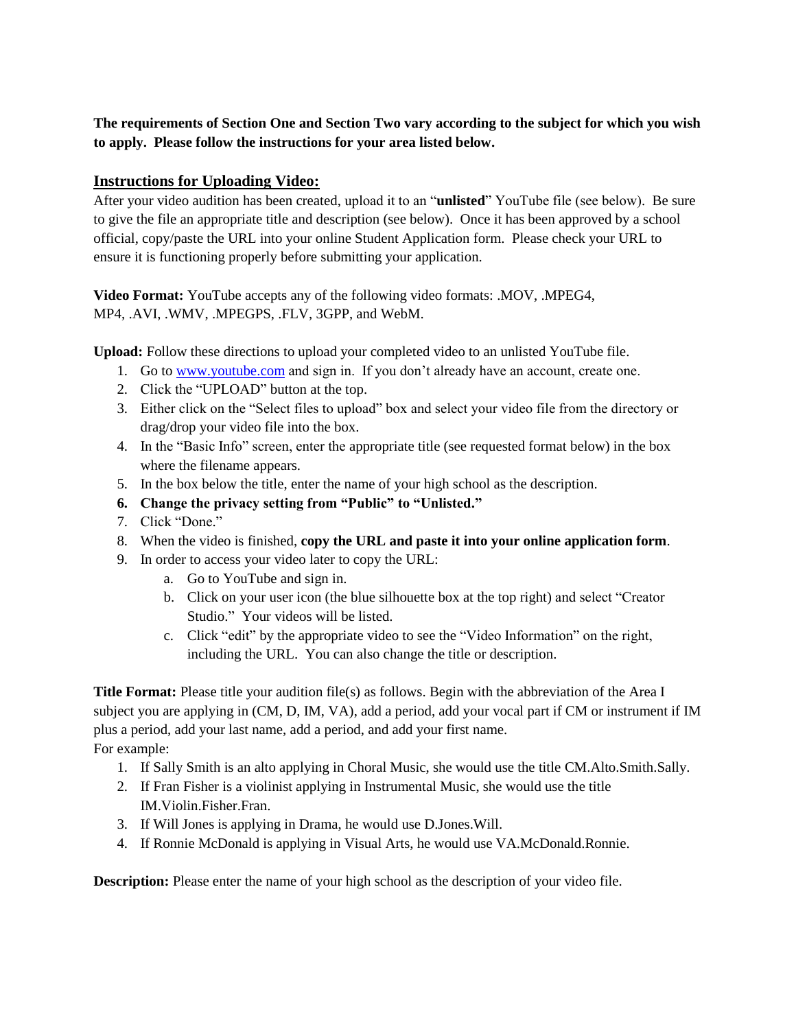**The requirements of Section One and Section Two vary according to the subject for which you wish to apply. Please follow the instructions for your area listed below.**

## Instructions for Uploading Video:

After your video audition has been created, upload it to an "**unlisted**" YouTube file (see below). Be sure to give the file an appropriate title and description (see below). Once it has been approved by a school official, copy/paste the URL into your online Student Application form. Please check your URL to ensure it is functioning properly before submitting your application.

**Video Format:** YouTube accepts any of the following video formats: .MOV, .MPEG4, MP4, .AVI, .WMV, .MPEGPS, .FLV, 3GPP, and WebM.

**Upload:** Follow these directions to upload your completed video to an unlisted YouTube file.

1. Go to [www.youtube.com](http://www.youtube.com) and sign in. If you don't already have an account, create one.
2. Click the "UPLOAD" button at the top.
3. Either click on the "Select files to upload" box and select your video file from the directory or drag/drop your video file into the box.
4. In the "Basic Info" screen, enter the appropriate title (see requested format below) in the box where the filename appears.
5. In the box below the title, enter the name of your high school as the description.
6. **Change the privacy setting from "Public" to "Unlisted."**
7. Click "Done."
8. When the video is finished, **copy the URL and paste it into your online application form**.
9. In order to access your video later to copy the URL:
   a. Go to YouTube and sign in.
   b. Click on your user icon (the blue silhouette box at the top right) and select "Creator Studio." Your videos will be listed.
   c. Click "edit" by the appropriate video to see the "Video Information" on the right, including the URL. You can also change the title or description.

**Title Format:** Please title your audition file(s) as follows. Begin with the abbreviation of the Area I subject you are applying in (CM, D, IM, VA), add a period, add your vocal part if CM or instrument if IM plus a period, add your last name, add a period, and add your first name.
For example:

1. If Sally Smith is an alto applying in Choral Music, she would use the title CM.Alto.Smith.Sally.
2. If Fran Fisher is a violinist applying in Instrumental Music, she would use the title IM.Violin.Fisher.Fran.
3. If Will Jones is applying in Drama, he would use D.Jones.Will.
4. If Ronnie McDonald is applying in Visual Arts, he would use VA.McDonald.Ronnie.

**Description:** Please enter the name of your high school as the description of your video file.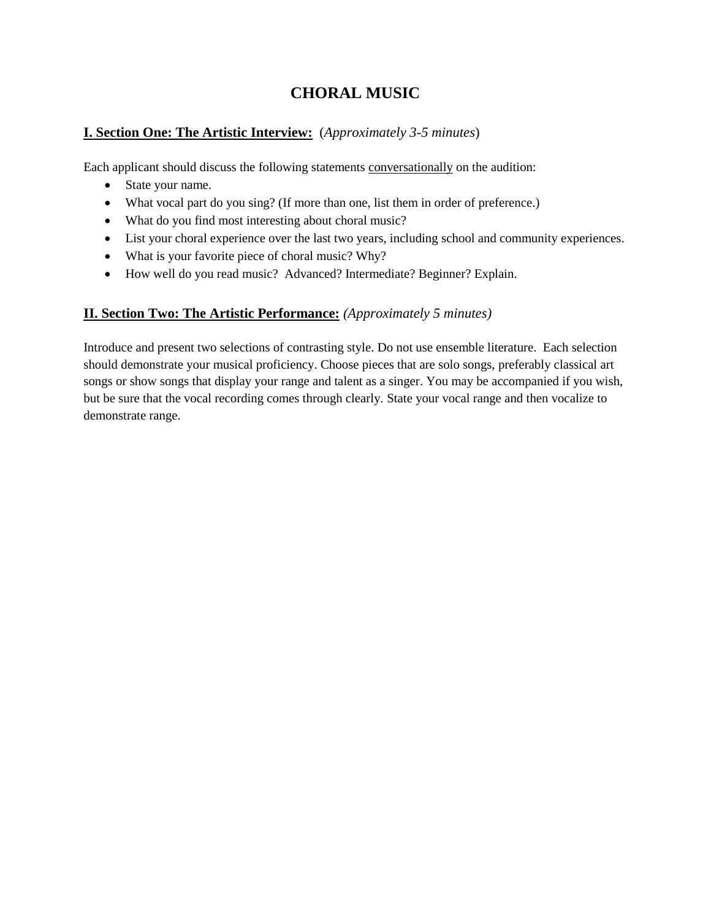# CHORAL MUSIC

## I. Section One: The Artistic Interview: (*Approximately 3-5 minutes*)

Each applicant should discuss the following statements conversationally on the audition:

- State your name.
- What vocal part do you sing? (If more than one, list them in order of preference.)
- What do you find most interesting about choral music?
- List your choral experience over the last two years, including school and community experiences.
- What is your favorite piece of choral music? Why?
- How well do you read music? Advanced? Intermediate? Beginner? Explain.

## II. Section Two: The Artistic Performance: *(Approximately 5 minutes)*

Introduce and present two selections of contrasting style. Do not use ensemble literature. Each selection should demonstrate your musical proficiency. Choose pieces that are solo songs, preferably classical art songs or show songs that display your range and talent as a singer. You may be accompanied if you wish, but be sure that the vocal recording comes through clearly. State your vocal range and then vocalize to demonstrate range.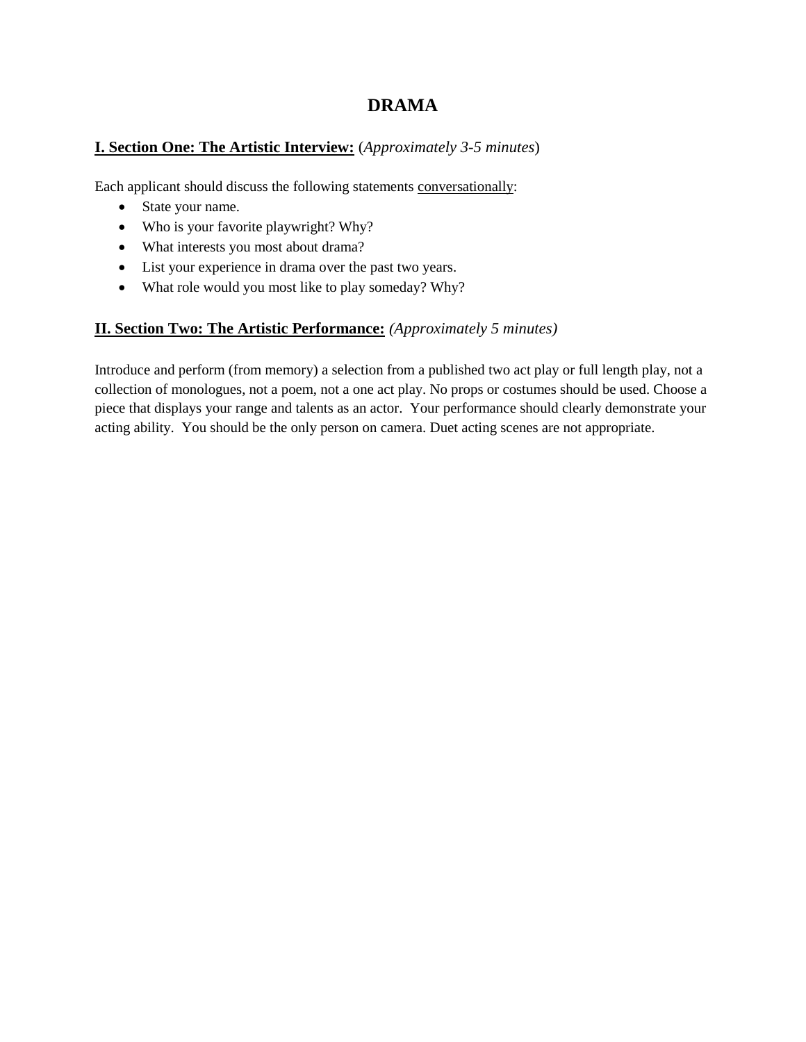# DRAMA

## <u>I. Section One: The Artistic Interview:</u> (*Approximately 3-5 minutes*)

Each applicant should discuss the following statements <u>conversationally</u>:

- State your name.
- Who is your favorite playwright? Why?
- What interests you most about drama?
- List your experience in drama over the past two years.
- What role would you most like to play someday? Why?

## <u>II. Section Two: The Artistic Performance:</u> *(Approximately 5 minutes)*

Introduce and perform (from memory) a selection from a published two act play or full length play, not a collection of monologues, not a poem, not a one act play. No props or costumes should be used. Choose a piece that displays your range and talents as an actor. Your performance should clearly demonstrate your acting ability. You should be the only person on camera. Duet acting scenes are not appropriate.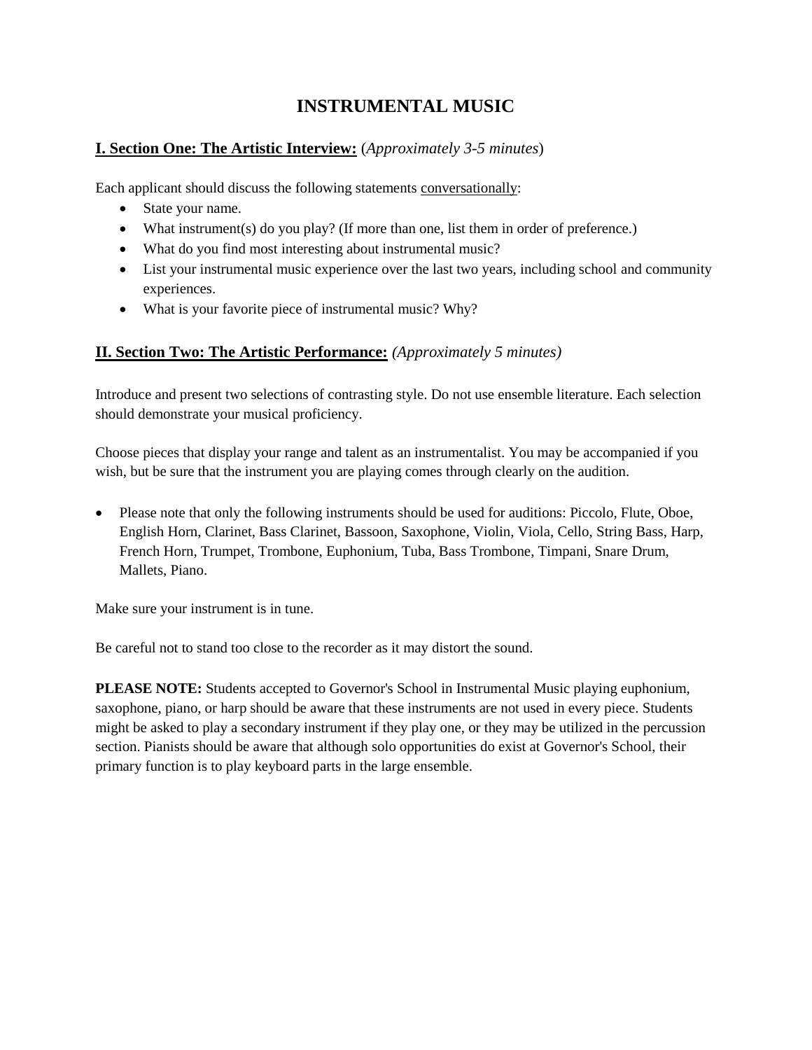# INSTRUMENTAL MUSIC

## I. Section One: The Artistic Interview: (*Approximately 3-5 minutes*)

Each applicant should discuss the following statements conversationally:

- State your name.
- What instrument(s) do you play? (If more than one, list them in order of preference.)
- What do you find most interesting about instrumental music?
- List your instrumental music experience over the last two years, including school and community experiences.
- What is your favorite piece of instrumental music? Why?

## II. Section Two: The Artistic Performance: *(Approximately 5 minutes)*

Introduce and present two selections of contrasting style. Do not use ensemble literature. Each selection should demonstrate your musical proficiency.

Choose pieces that display your range and talent as an instrumentalist. You may be accompanied if you wish, but be sure that the instrument you are playing comes through clearly on the audition.

- Please note that only the following instruments should be used for auditions: Piccolo, Flute, Oboe, English Horn, Clarinet, Bass Clarinet, Bassoon, Saxophone, Violin, Viola, Cello, String Bass, Harp, French Horn, Trumpet, Trombone, Euphonium, Tuba, Bass Trombone, Timpani, Snare Drum, Mallets, Piano.

Make sure your instrument is in tune.

Be careful not to stand too close to the recorder as it may distort the sound.

**PLEASE NOTE:** Students accepted to Governor's School in Instrumental Music playing euphonium, saxophone, piano, or harp should be aware that these instruments are not used in every piece. Students might be asked to play a secondary instrument if they play one, or they may be utilized in the percussion section. Pianists should be aware that although solo opportunities do exist at Governor's School, their primary function is to play keyboard parts in the large ensemble.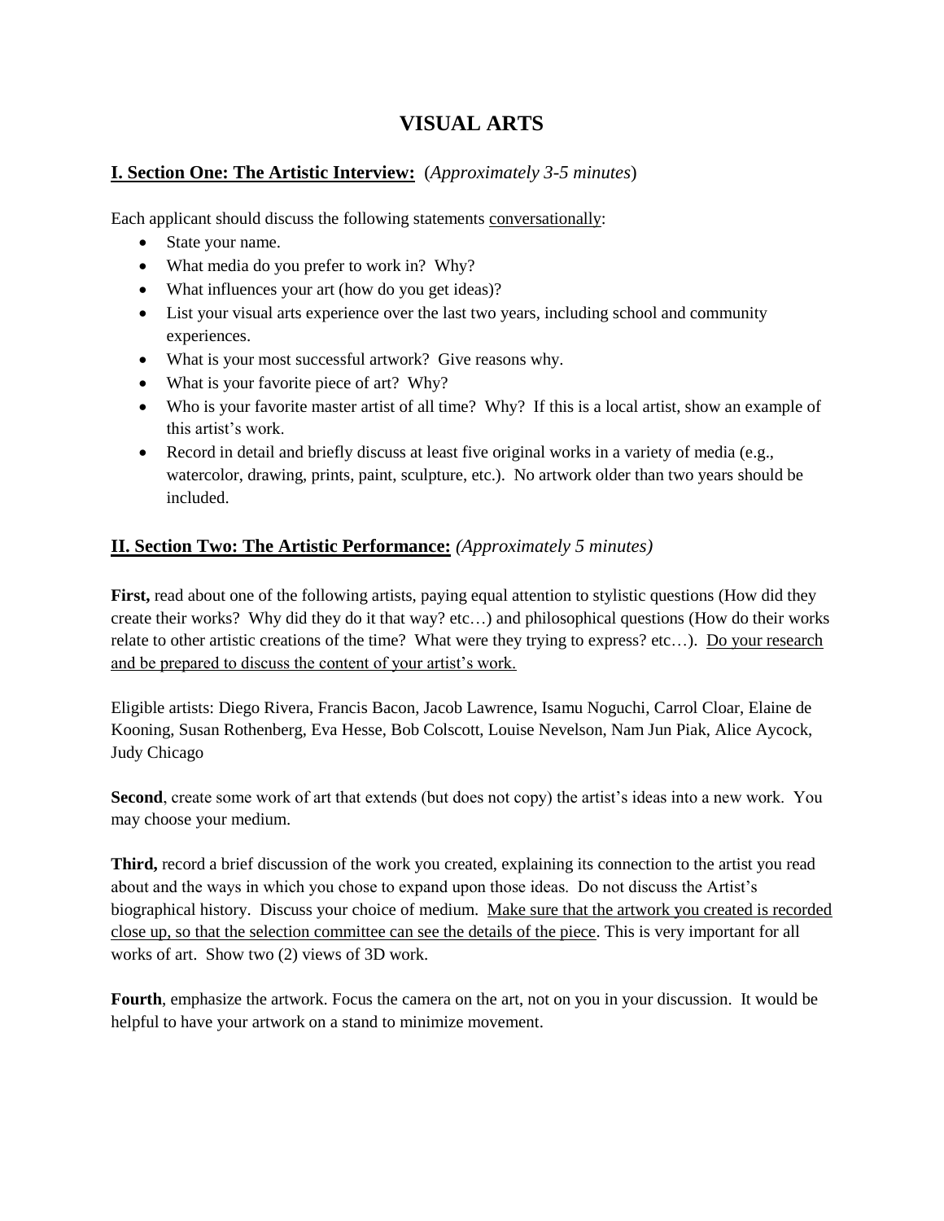# VISUAL ARTS

## I. Section One: The Artistic Interview: (*Approximately 3-5 minutes*)

Each applicant should discuss the following statements conversationally:

- State your name.
- What media do you prefer to work in? Why?
- What influences your art (how do you get ideas)?
- List your visual arts experience over the last two years, including school and community experiences.
- What is your most successful artwork? Give reasons why.
- What is your favorite piece of art? Why?
- Who is your favorite master artist of all time? Why? If this is a local artist, show an example of this artist's work.
- Record in detail and briefly discuss at least five original works in a variety of media (e.g., watercolor, drawing, prints, paint, sculpture, etc.). No artwork older than two years should be included.

## II. Section Two: The Artistic Performance: *(Approximately 5 minutes)*

**First,** read about one of the following artists, paying equal attention to stylistic questions (How did they create their works? Why did they do it that way? etc…) and philosophical questions (How do their works relate to other artistic creations of the time? What were they trying to express? etc…). Do your research and be prepared to discuss the content of your artist's work.

Eligible artists: Diego Rivera, Francis Bacon, Jacob Lawrence, Isamu Noguchi, Carrol Cloar, Elaine de Kooning, Susan Rothenberg, Eva Hesse, Bob Colscott, Louise Nevelson, Nam Jun Piak, Alice Aycock, Judy Chicago

**Second**, create some work of art that extends (but does not copy) the artist's ideas into a new work. You may choose your medium.

**Third,** record a brief discussion of the work you created, explaining its connection to the artist you read about and the ways in which you chose to expand upon those ideas. Do not discuss the Artist's biographical history. Discuss your choice of medium. Make sure that the artwork you created is recorded close up, so that the selection committee can see the details of the piece. This is very important for all works of art. Show two (2) views of 3D work.

**Fourth**, emphasize the artwork. Focus the camera on the art, not on you in your discussion. It would be helpful to have your artwork on a stand to minimize movement.